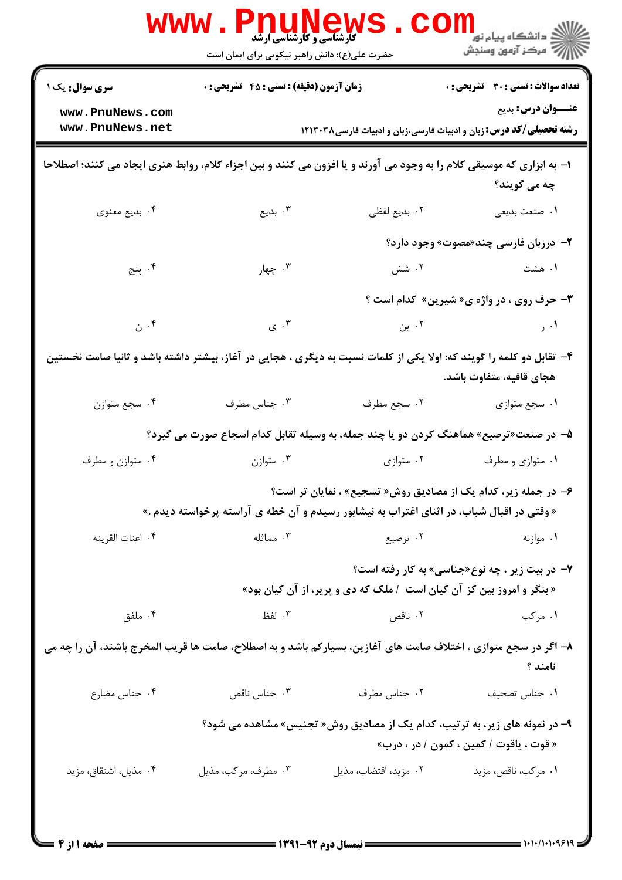**سری سوال:** یک ۱
**زمان آزمون (دقیقه) : تستی : ۴۵ تشریحی : ۰**
**تعداد سوالات : تستی : ۳۰ تشریحی : ۰**

**عنـــوان درس:** بدیع

**رشته تحصیلی/کد درس:** زبان و ادبیات فارسی،زبان و ادبیات فارسی۱۲۱۳۰۳۸

۱- به ابزاری که موسیقی کلام را به وجود می آورند و یا افزون می کنند و بین اجزاء کلام، روابط هنری ایجاد می کنند؛ اصطلاحا چه می گویند؟

۱. صنعت بدیعی
۲. بدیع لفظی
۳. بدیع
۴. بدیع معنوی

۲- درزبان فارسی چند«مصوت» وجود دارد؟

۱. هشت
۲. شش
۳. چهار
۴. پنج

۳- حرف روی ، در واژه ی« شیرین» کدام است ؟

۱. ر
۲. ین
۳. ی
۴. ن

۴- تقابل دو کلمه را گویند که: اولا یکی از کلمات نسبت به دیگری ، هجایی در آغاز، بیشتر داشته باشد و ثانیا صامت نخستین هجای قافیه، متفاوت باشد.

۱. سجع متوازی
۲. سجع مطرف
۳. جناس مطرف
۴. سجع متوازن

۵- در صنعت«ترصیع» هماهنگ کردن دو یا چند جمله، به وسیله تقابل کدام اسجاع صورت می گیرد؟

۱. متوازی و مطرف
۲. متوازی
۳. متوازن
۴. متوازن و مطرف

۶- در جمله زیر، کدام یک از مصادیق روش« تسجیع» ، نمایان تر است؟

«وقتی در اقبال شباب، در اثنای اغتراب به نیشابور رسیدم و آن خطه ی آراسته پرخواسته دیدم .»

۱. موازنه
۲. ترصیع
۳. مماثله
۴. اعنات القرینه

۷- در بیت زیر ، چه نوع«جناسی» به کار رفته است؟

« بنگر و امروز بین کز آن کیان است / ملک که دی و پریر، از آن کیان بود»

۱. مرکب
۲. ناقص
۳. لفظ
۴. ملفق

۸- اگر در سجع متوازی ، اختلاف صامت های آغازین، بسیارکم باشد و به اصطلاح، صامت ها قریب المخرج باشند، آن را چه می نامند ؟

۱. جناس تصحیف
۲. جناس مطرف
۳. جناس ناقص
۴. جناس مضارع

۹- در نمونه های زیر، به ترتیب، کدام یک از مصادیق روش« تجنیس» مشاهده می شود؟

« قوت ، یاقوت / کمین ، کمون / در ، درب»

۱. مرکب، ناقص، مزید
۲. مزید، اقتضاب، مذیل
۳. مطرف، مرکب، مذیل
۴. مذیل، اشتقاق، مزید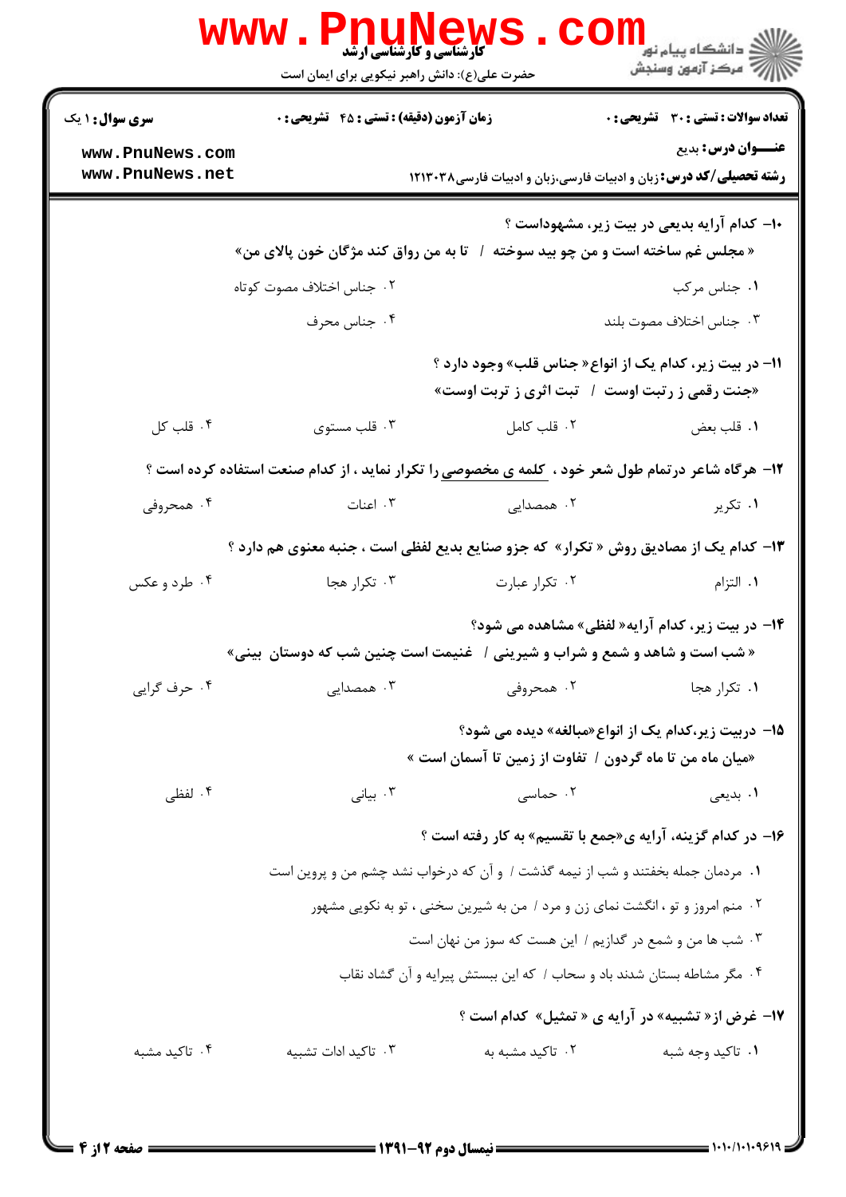**سری سوال:** ۱ یک

**زمان آزمون (دقیقه) : تستی : ۴۵ تشریحی : ۰**

**تعداد سوالات : تستی : ۳۰ تشریحی : ۰**

**عنـــوان درس:** بدیع

**رشته تحصیلی/کد درس:** زبان و ادبیات فارسی،زبان و ادبیات فارسی۱۲۱۳۰۳۸

۱۰- کدام آرایه بدیعی در بیت زیر، مشهوداست ؟

« مجلس غم ساخته است و من چو بید سوخته / تا به من رواق کند مژگان خون پالای من»

۱. جناس مرکب
۲. جناس اختلاف مصوت کوتاه
۳. جناس اختلاف مصوت بلند
۴. جناس محرف

۱۱- در بیت زیر، کدام یک از انواع« جناس قلب» وجود دارد ؟

«جنت رقمی ز رتبت اوست / تبت اثری ز تربت اوست»

۱. قلب بعض
۲. قلب کامل
۳. قلب مستوی
۴. قلب کل

۱۲- هرگاه شاعر درتمام طول شعر خود ، کلمه ی مخصوصی را تکرار نماید ، از کدام صنعت استفاده کرده است ؟

۱. تکریر
۲. همصدایی
۳. اعنات
۴. همحروفی

۱۳- کدام یک از مصادیق روش « تکرار» که جزو صنایع بدیع لفظی است ، جنبه معنوی هم دارد ؟

۱. التزام
۲. تکرار عبارت
۳. تکرار هجا
۴. طرد و عکس

۱۴- در بیت زیر، کدام آرایه« لفظی» مشاهده می شود؟

« شب است و شاهد و شمع و شراب و شیرینی / غنیمت است چنین شب که دوستان بینی»

۱. تکرار هجا
۲. همحروفی
۳. همصدایی
۴. حرف گرایی

۱۵- دربیت زیر،کدام یک از انواع«مبالغه» دیده می شود؟

«میان ماه من تا ماه گردون / تفاوت از زمین تا آسمان است »

۱. بدیعی
۲. حماسی
۳. بیانی
۴. لفظی

۱۶- در کدام گزینه، آرایه ی«جمع با تقسیم» به کار رفته است ؟

۱. مردمان جمله بخفتند و شب از نیمه گذشت / و آن که درخواب نشد چشم من و پروین است
۲. منم امروز و تو ، انگشت نمای زن و مرد / من به شیرین سخنی ، تو به نکویی مشهور
۳. شب ها من و شمع در گدازیم / این هست که سوز من نهان است
۴. مگر مشاطه بستان شدند باد و سحاب / که این ببستش پیرایه و آن گشاد نقاب

۱۷- غرض از« تشبیه» در آرایه ی « تمثیل» کدام است ؟

۱. تاکید وجه شبه
۲. تاکید مشبه به
۳. تاکید ادات تشبیه
۴. تاکید مشبه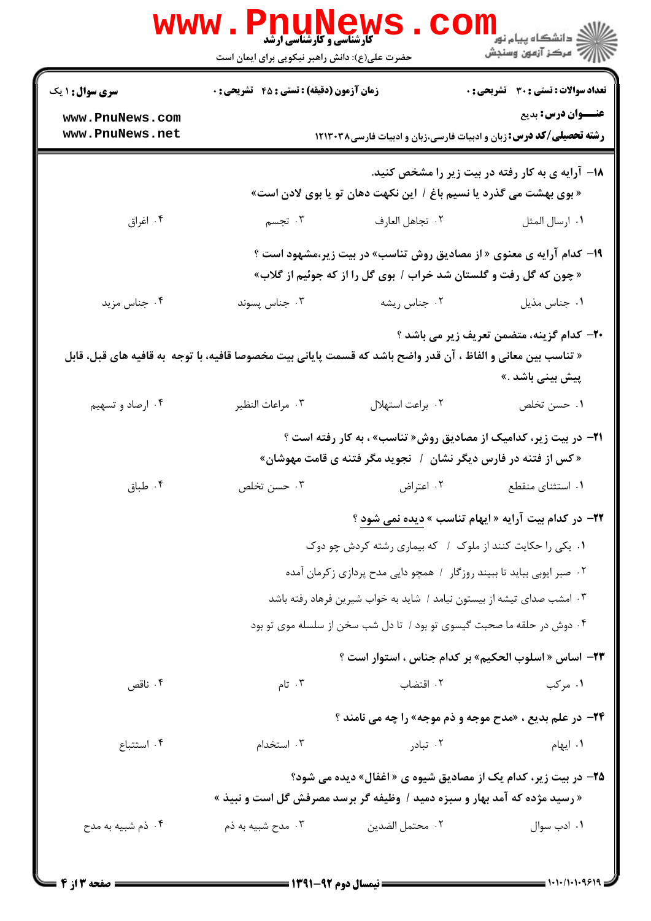**عنـــوان درس:** بدیع

**رشته تحصیلی/کد درس:** زبان و ادبیات فارسی،زبان و ادبیات فارسی۱۲۱۳۰۳۸

**تعداد سوالات : تستی : ۳۰ تشریحی : ۰** | **زمان آزمون (دقیقه) : تستی : ۴۵ تشریحی : ۰** | **سری سوال : ۱ یک**

۱۸- آرایه ی به کار رفته در بیت زیر را مشخص کنید.

«بوی بهشت می گذرد یا نسیم باغ / این نکهت دهان تو یا بوی لادن است»

۱. ارسال المثل  ۲. تجاهل العارف  ۳. تجسم  ۴. اغراق

۱۹- کدام آرایه ی معنوی «از مصادیق روش تناسب» در بیت زیر،مشهود است ؟

«چون که گل رفت و گلستان شد خراب / بوی گل را از که جوئیم از گلاب»

۱. جناس مذیل  ۲. جناس ریشه  ۳. جناس پسوند  ۴. جناس مزید

۲۰- کدام گزینه، متضمن تعریف زیر می باشد ؟

«تناسب بین معانی و الفاظ ، آن قدر واضح باشد که قسمت پایانی بیت مخصوصا قافیه، با توجه به قافیه های قبل، قابل پیش بینی باشد .»

۱. حسن تخلص  ۲. براعت استهلال  ۳. مراعات النظیر  ۴. ارصاد و تسهیم

۲۱- در بیت زیر، کدامیک از مصادیق روش« تناسب» ، به کار رفته است ؟

«کس از فتنه در فارس دیگر نشان / نجوید مگر فتنه ی قامت مهوشان»

۱. استثنای منقطع  ۲. اعتراض  ۳. حسن تخلص  ۴. طباق

۲۲- در کدام بیت آرایه « ایهام تناسب » دیده نمی شود ؟

۱. یکی را حکایت کنند از ملوک / که بیماری رشته کردش چو دوک

۲. صبر ایوبی بباید تا ببیند روزگار / همچو دایی مدح پردازی زکرمان آمده

۳. امشب صدای تیشه از بیستون نیامد / شاید به خواب شیرین فرهاد رفته باشد

۴. دوش در حلقه ما صحبت گیسوی تو بود / تا دل شب سخن از سلسله موی تو بود

۲۳- اساس « اسلوب الحکیم» بر کدام جناس ، استوار است ؟

۱. مرکب  ۲. اقتضاب  ۳. تام  ۴. ناقص

۲۴- در علم بدیع ، «مدح موجه و ذم موجه» را چه می نامند ؟

۱. ایهام  ۲. تبادر  ۳. استخدام  ۴. استتباع

۲۵- در بیت زیر، کدام یک از مصادیق شیوه ی « اغفال» دیده می شود؟

« رسید مژده که آمد بهار و سبزه دمید / وظیفه گر برسد مصرفش گل است و نبیذ »

۱. ادب سوال  ۲. محتمل الضدین  ۳. مدح شبیه به ذم  ۴. ذم شبیه به مدح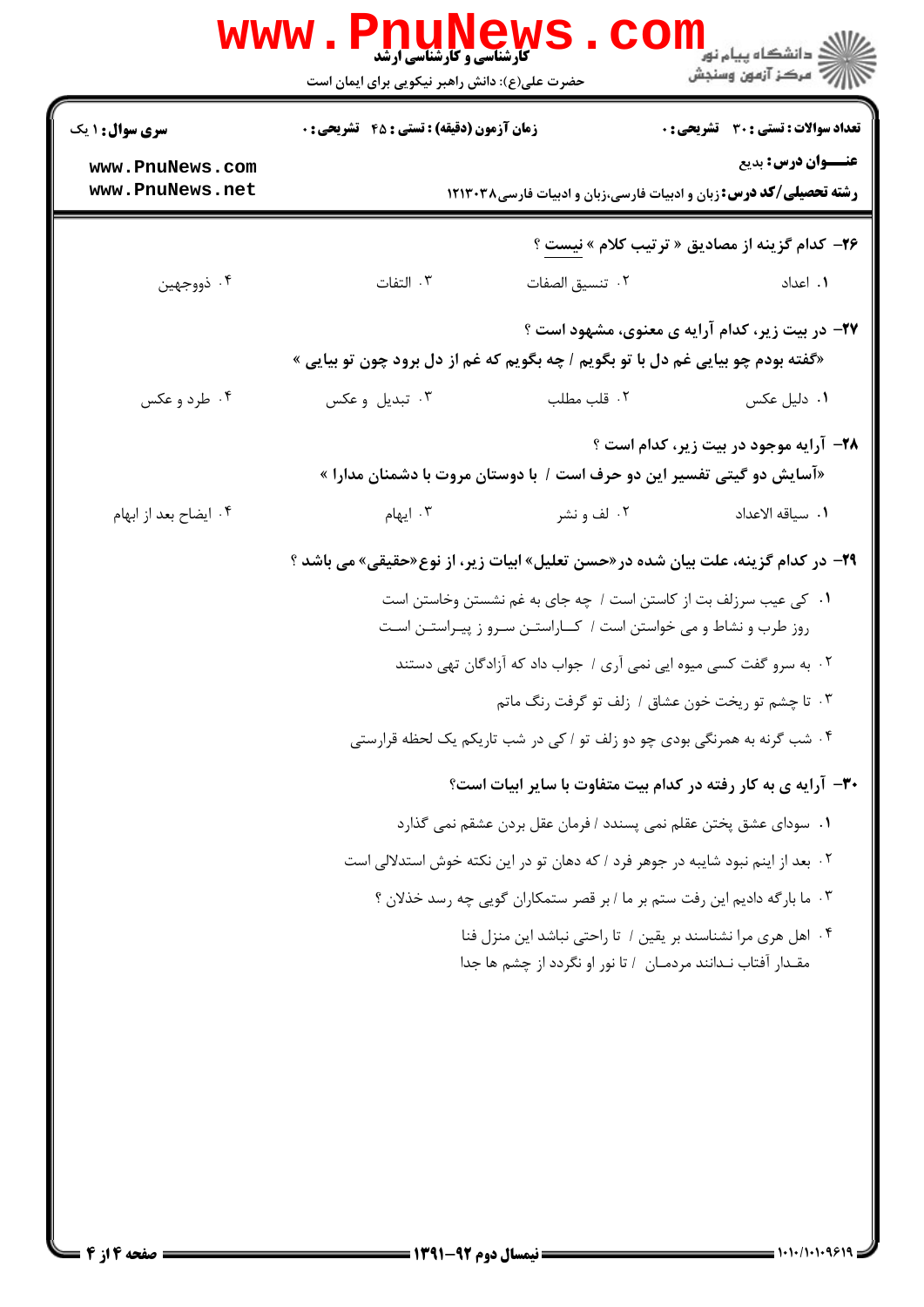۲۶- کدام گزینه از مصادیق « ترتیب کلام » **نیست** ؟

۱. اعداد
۲. تنسیق الصفات
۳. التفات
۴. ذووجهین

۲۷- در بیت زیر، کدام آرایه ی معنوی، مشهود است ؟

«گفته بودم چو بیایی غم دل با تو بگویم / چه بگویم که غم از دل برود چون تو بیایی »

۱. دلیل عکس
۲. قلب مطلب
۳. تبدیل و عکس
۴. طرد و عکس

۲۸- آرایه موجود در بیت زیر، کدام است ؟

«آسایش دو گیتی تفسیر این دو حرف است / با دوستان مروت با دشمنان مدارا »

۱. سیاقه الاعداد
۲. لف و نشر
۳. ایهام
۴. ایضاح بعد از ابهام

۲۹- در کدام گزینه، علت بیان شده در«حسن تعلیل» ابیات زیر، از نوع«حقیقی» می باشد ؟

۱. کی عیب سرزلف بت از کاستن است / چه جای به غم نشستن وخاستن است
روز طرب و نشاط و می خواستن است / کــاراستــن ســرو ز پیــراستــن اســت

۲. به سرو گفت کسی میوه ایی نمی آری / جواب داد که آزادگان تهی دستند

۳. تا چشم تو ریخت خون عشاق / زلف تو گرفت رنگ ماتم

۴. شب گرنه به همرنگی بودی چو دو زلف تو / کی در شب تاریکم یک لحظه قرارستی

۳۰- آرایه ی به کار رفته در کدام بیت متفاوت با سایر ابیات است؟

۱. سودای عشق پختن عقلم نمی پسندد / فرمان عقل بردن عشقم نمی گذارد

۲. بعد از اینم نبود شایبه در جوهر فرد / که دهان تو در این نکته خوش استدلالی است

۳. ما بارگه دادیم این رفت ستم بر ما / بر قصر ستمکاران گویی چه رسد خذلان ؟

۴. اهل هری مرا نشناسند بر یقین / تا راحتی نباشد این منزل فنا
مقـدار آفتاب نـدانند مردمـان / تا نور او نگردد از چشم ها جدا